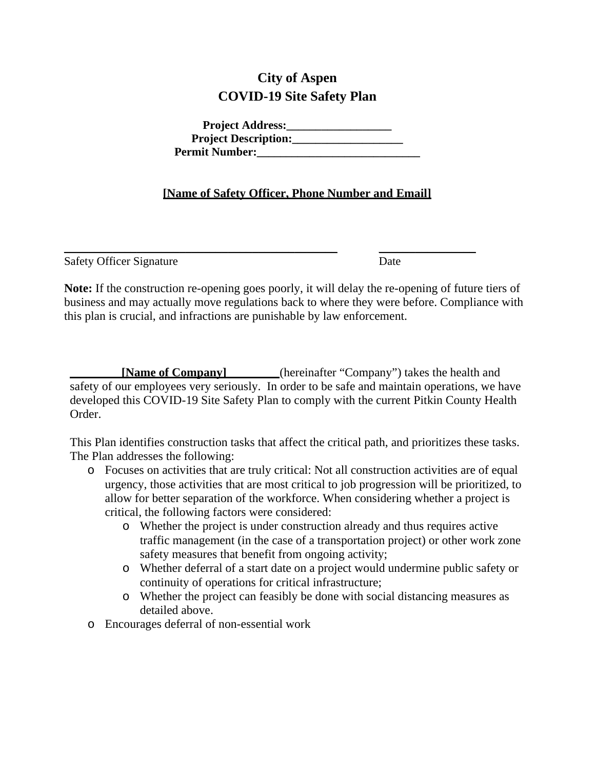# City of Aspen
# COVID-19 Site Safety Plan

**Project Address:__________________**
**Project Description:___________________**
**Permit Number:____________________________**

**[Name of Safety Officer, Phone Number and Email]**

_______________________________________________ ________________
Safety Officer Signature Date

**Note:** If the construction re-opening goes poorly, it will delay the re-opening of future tiers of business and may actually move regulations back to where they were before. Compliance with this plan is crucial, and infractions are punishable by law enforcement.

________**[Name of Company]**_________(hereinafter "Company") takes the health and safety of our employees very seriously. In order to be safe and maintain operations, we have developed this COVID-19 Site Safety Plan to comply with the current Pitkin County Health Order.

This Plan identifies construction tasks that affect the critical path, and prioritizes these tasks. The Plan addresses the following:

- Focuses on activities that are truly critical: Not all construction activities are of equal urgency, those activities that are most critical to job progression will be prioritized, to allow for better separation of the workforce. When considering whether a project is critical, the following factors were considered:
  - Whether the project is under construction already and thus requires active traffic management (in the case of a transportation project) or other work zone safety measures that benefit from ongoing activity;
  - Whether deferral of a start date on a project would undermine public safety or continuity of operations for critical infrastructure;
  - Whether the project can feasibly be done with social distancing measures as detailed above.
- Encourages deferral of non-essential work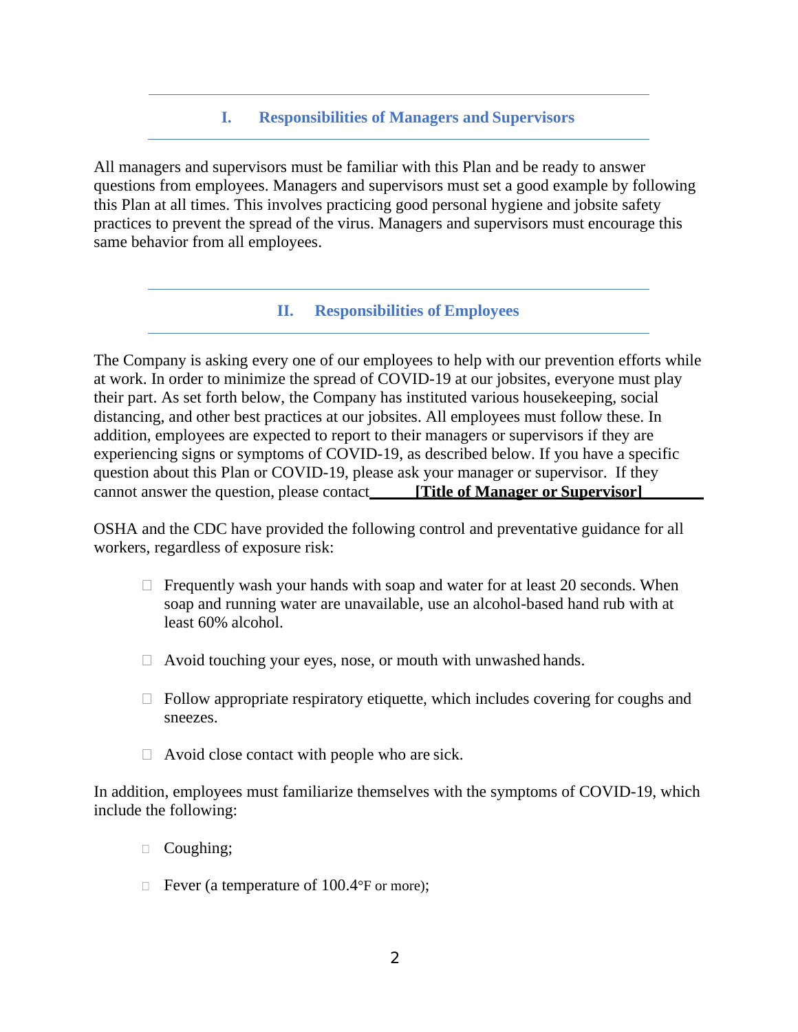## I. Responsibilities of Managers and Supervisors

All managers and supervisors must be familiar with this Plan and be ready to answer questions from employees. Managers and supervisors must set a good example by following this Plan at all times. This involves practicing good personal hygiene and jobsite safety practices to prevent the spread of the virus. Managers and supervisors must encourage this same behavior from all employees.

## II. Responsibilities of Employees

The Company is asking every one of our employees to help with our prevention efforts while at work. In order to minimize the spread of COVID-19 at our jobsites, everyone must play their part. As set forth below, the Company has instituted various housekeeping, social distancing, and other best practices at our jobsites. All employees must follow these. In addition, employees are expected to report to their managers or supervisors if they are experiencing signs or symptoms of COVID-19, as described below. If you have a specific question about this Plan or COVID-19, please ask your manager or supervisor. If they cannot answer the question, please contact **[Title of Manager or Supervisor]**

OSHA and the CDC have provided the following control and preventative guidance for all workers, regardless of exposure risk:

- Frequently wash your hands with soap and water for at least 20 seconds. When soap and running water are unavailable, use an alcohol-based hand rub with at least 60% alcohol.
- Avoid touching your eyes, nose, or mouth with unwashed hands.
- Follow appropriate respiratory etiquette, which includes covering for coughs and sneezes.
- Avoid close contact with people who are sick.

In addition, employees must familiarize themselves with the symptoms of COVID-19, which include the following:

- Coughing;
- Fever (a temperature of 100.4°F or more);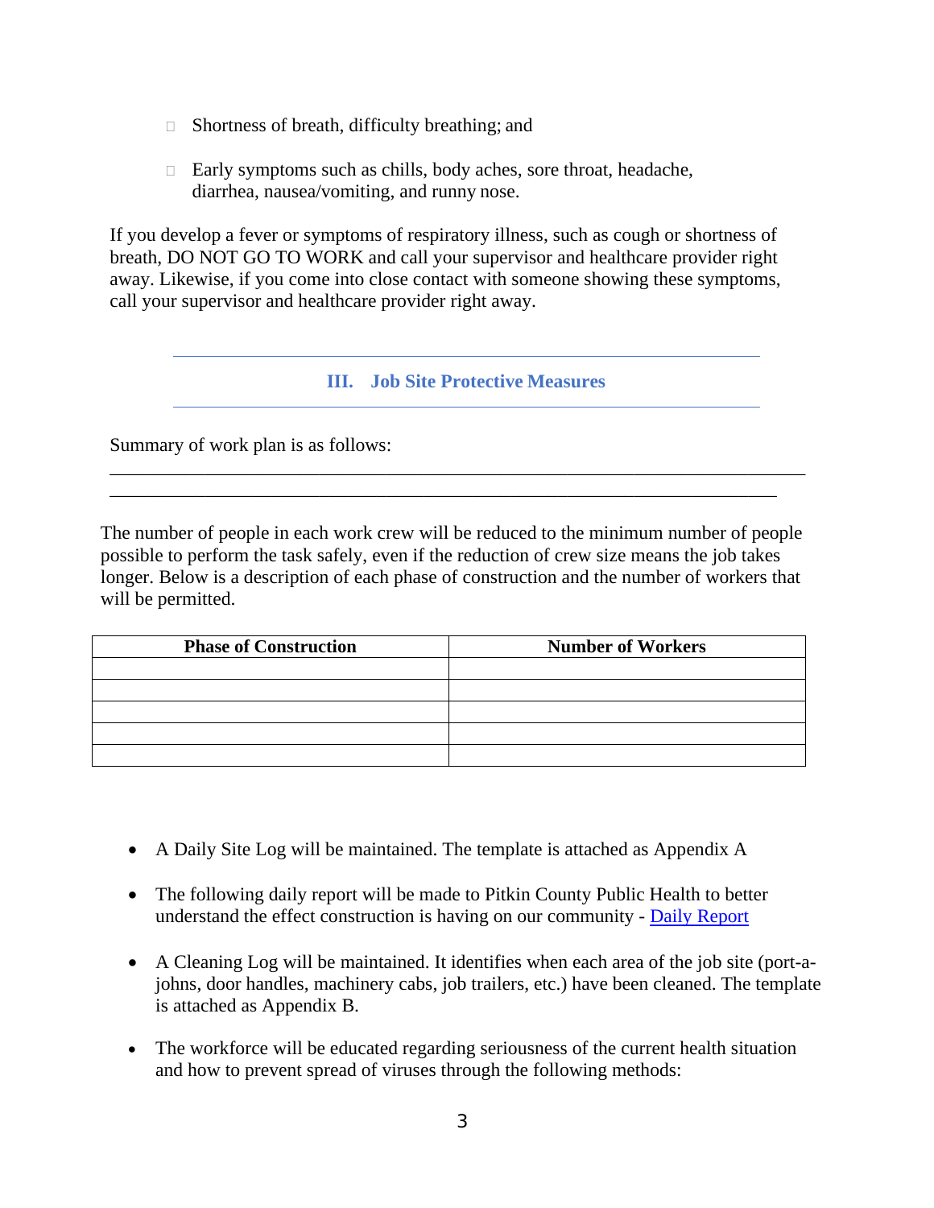- Shortness of breath, difficulty breathing; and
- Early symptoms such as chills, body aches, sore throat, headache, diarrhea, nausea/vomiting, and runny nose.

If you develop a fever or symptoms of respiratory illness, such as cough or shortness of breath, DO NOT GO TO WORK and call your supervisor and healthcare provider right away. Likewise, if you come into close contact with someone showing these symptoms, call your supervisor and healthcare provider right away.

## III. Job Site Protective Measures

Summary of work plan is as follows:

\_\_\_\_\_\_\_\_\_\_\_\_\_\_\_\_\_\_\_\_\_\_\_\_\_\_\_\_\_\_\_\_\_\_\_\_\_\_\_\_\_\_\_\_\_\_\_\_\_\_\_\_\_\_\_\_\_\_\_\_\_\_\_\_\_\_\_\_\_\_
\_\_\_\_\_\_\_\_\_\_\_\_\_\_\_\_\_\_\_\_\_\_\_\_\_\_\_\_\_\_\_\_\_\_\_\_\_\_\_\_\_\_\_\_\_\_\_\_\_\_\_\_\_\_\_\_\_\_\_\_\_\_\_\_\_\_\_

The number of people in each work crew will be reduced to the minimum number of people possible to perform the task safely, even if the reduction of crew size means the job takes longer. Below is a description of each phase of construction and the number of workers that will be permitted.

| Phase of Construction | Number of Workers |
|---|---|
| | |
| | |
| | |
| | |
| | |

- A Daily Site Log will be maintained. The template is attached as Appendix A
- The following daily report will be made to Pitkin County Public Health to better understand the effect construction is having on our community - Daily Report
- A Cleaning Log will be maintained. It identifies when each area of the job site (port-a-johns, door handles, machinery cabs, job trailers, etc.) have been cleaned. The template is attached as Appendix B.
- The workforce will be educated regarding seriousness of the current health situation and how to prevent spread of viruses through the following methods: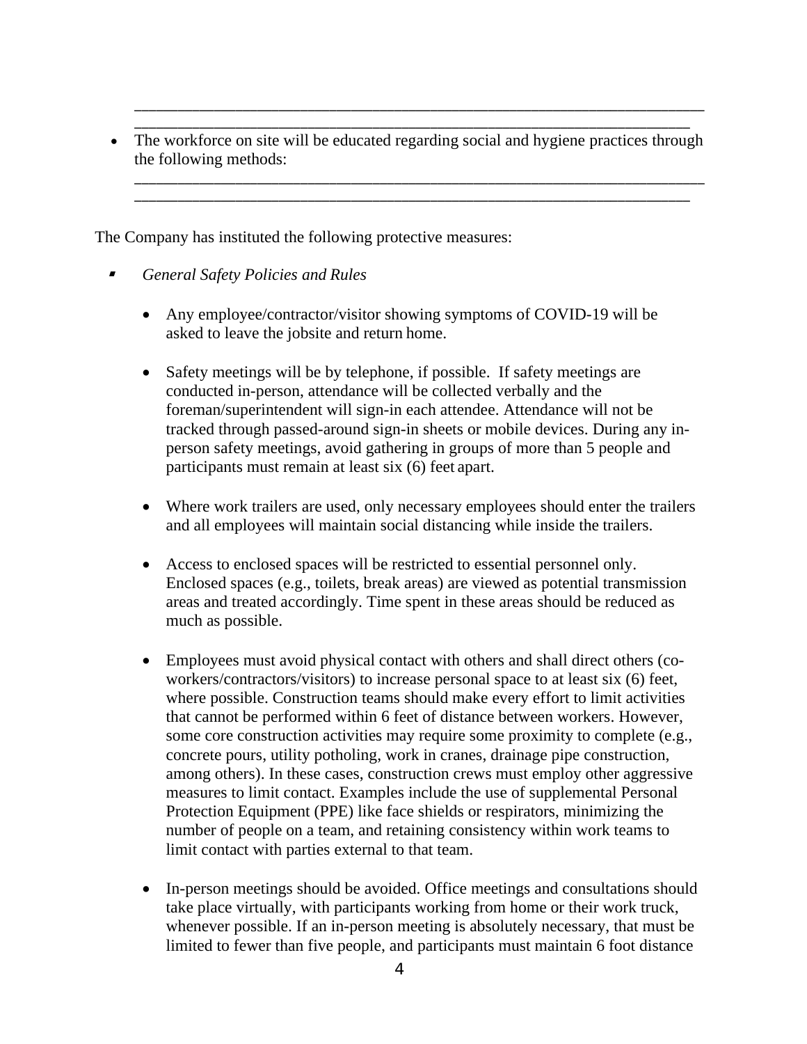______________________________________________________________________
____________________________________________________________________

- The workforce on site will be educated regarding social and hygiene practices through the following methods:
  ______________________________________________________________________
  ____________________________________________________________________

The Company has instituted the following protective measures:

- *General Safety Policies and Rules*

  - Any employee/contractor/visitor showing symptoms of COVID-19 will be asked to leave the jobsite and return home.

  - Safety meetings will be by telephone, if possible. If safety meetings are conducted in-person, attendance will be collected verbally and the foreman/superintendent will sign-in each attendee. Attendance will not be tracked through passed-around sign-in sheets or mobile devices. During any in-person safety meetings, avoid gathering in groups of more than 5 people and participants must remain at least six (6) feet apart.

  - Where work trailers are used, only necessary employees should enter the trailers and all employees will maintain social distancing while inside the trailers.

  - Access to enclosed spaces will be restricted to essential personnel only. Enclosed spaces (e.g., toilets, break areas) are viewed as potential transmission areas and treated accordingly. Time spent in these areas should be reduced as much as possible.

  - Employees must avoid physical contact with others and shall direct others (co-workers/contractors/visitors) to increase personal space to at least six (6) feet, where possible. Construction teams should make every effort to limit activities that cannot be performed within 6 feet of distance between workers. However, some core construction activities may require some proximity to complete (e.g., concrete pours, utility potholing, work in cranes, drainage pipe construction, among others). In these cases, construction crews must employ other aggressive measures to limit contact. Examples include the use of supplemental Personal Protection Equipment (PPE) like face shields or respirators, minimizing the number of people on a team, and retaining consistency within work teams to limit contact with parties external to that team.

  - In-person meetings should be avoided. Office meetings and consultations should take place virtually, with participants working from home or their work truck, whenever possible. If an in-person meeting is absolutely necessary, that must be limited to fewer than five people, and participants must maintain 6 foot distance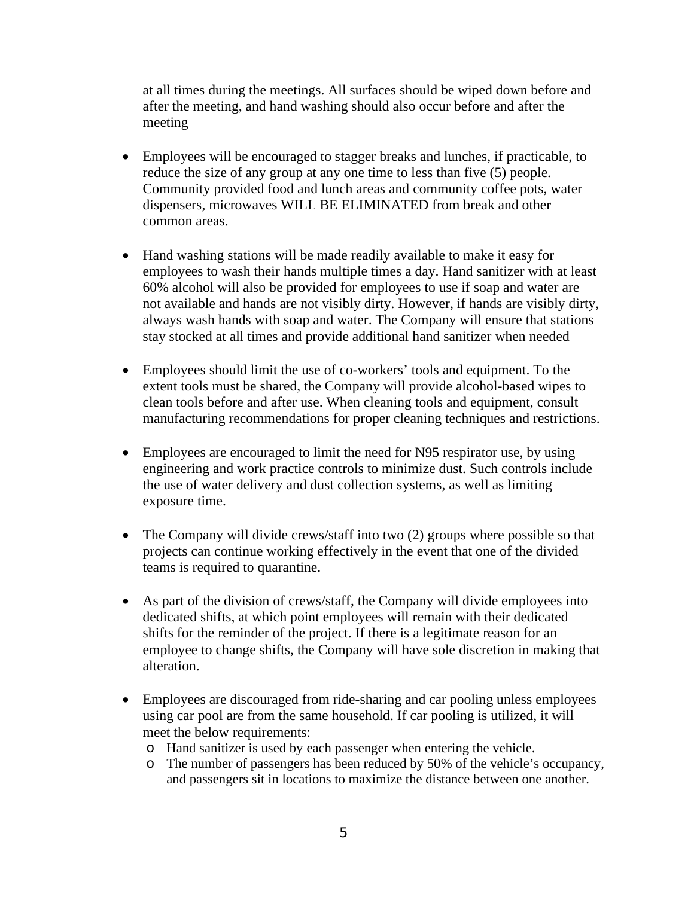at all times during the meetings. All surfaces should be wiped down before and after the meeting, and hand washing should also occur before and after the meeting

- Employees will be encouraged to stagger breaks and lunches, if practicable, to reduce the size of any group at any one time to less than five (5) people. Community provided food and lunch areas and community coffee pots, water dispensers, microwaves WILL BE ELIMINATED from break and other common areas.

- Hand washing stations will be made readily available to make it easy for employees to wash their hands multiple times a day. Hand sanitizer with at least 60% alcohol will also be provided for employees to use if soap and water are not available and hands are not visibly dirty. However, if hands are visibly dirty, always wash hands with soap and water. The Company will ensure that stations stay stocked at all times and provide additional hand sanitizer when needed

- Employees should limit the use of co-workers' tools and equipment. To the extent tools must be shared, the Company will provide alcohol-based wipes to clean tools before and after use. When cleaning tools and equipment, consult manufacturing recommendations for proper cleaning techniques and restrictions.

- Employees are encouraged to limit the need for N95 respirator use, by using engineering and work practice controls to minimize dust. Such controls include the use of water delivery and dust collection systems, as well as limiting exposure time.

- The Company will divide crews/staff into two (2) groups where possible so that projects can continue working effectively in the event that one of the divided teams is required to quarantine.

- As part of the division of crews/staff, the Company will divide employees into dedicated shifts, at which point employees will remain with their dedicated shifts for the reminder of the project. If there is a legitimate reason for an employee to change shifts, the Company will have sole discretion in making that alteration.

- Employees are discouraged from ride-sharing and car pooling unless employees using car pool are from the same household. If car pooling is utilized, it will meet the below requirements:
  - Hand sanitizer is used by each passenger when entering the vehicle.
  - The number of passengers has been reduced by 50% of the vehicle's occupancy, and passengers sit in locations to maximize the distance between one another.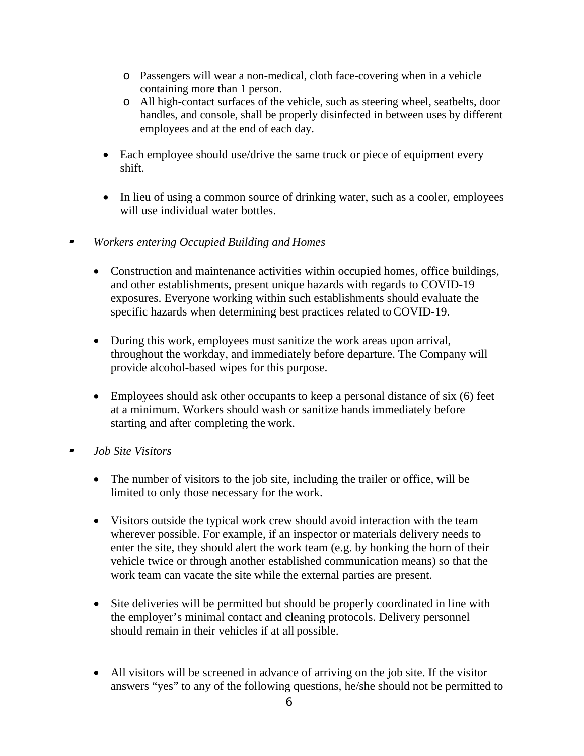- Passengers will wear a non-medical, cloth face-covering when in a vehicle containing more than 1 person.
  - All high-contact surfaces of the vehicle, such as steering wheel, seatbelts, door handles, and console, shall be properly disinfected in between uses by different employees and at the end of each day.

- Each employee should use/drive the same truck or piece of equipment every shift.

- In lieu of using a common source of drinking water, such as a cooler, employees will use individual water bottles.

▪ *Workers entering Occupied Building and Homes*

- Construction and maintenance activities within occupied homes, office buildings, and other establishments, present unique hazards with regards to COVID-19 exposures. Everyone working within such establishments should evaluate the specific hazards when determining best practices related to COVID-19.

- During this work, employees must sanitize the work areas upon arrival, throughout the workday, and immediately before departure. The Company will provide alcohol-based wipes for this purpose.

- Employees should ask other occupants to keep a personal distance of six (6) feet at a minimum. Workers should wash or sanitize hands immediately before starting and after completing the work.

▪ *Job Site Visitors*

- The number of visitors to the job site, including the trailer or office, will be limited to only those necessary for the work.

- Visitors outside the typical work crew should avoid interaction with the team wherever possible. For example, if an inspector or materials delivery needs to enter the site, they should alert the work team (e.g. by honking the horn of their vehicle twice or through another established communication means) so that the work team can vacate the site while the external parties are present.

- Site deliveries will be permitted but should be properly coordinated in line with the employer's minimal contact and cleaning protocols. Delivery personnel should remain in their vehicles if at all possible.

- All visitors will be screened in advance of arriving on the job site. If the visitor answers "yes" to any of the following questions, he/she should not be permitted to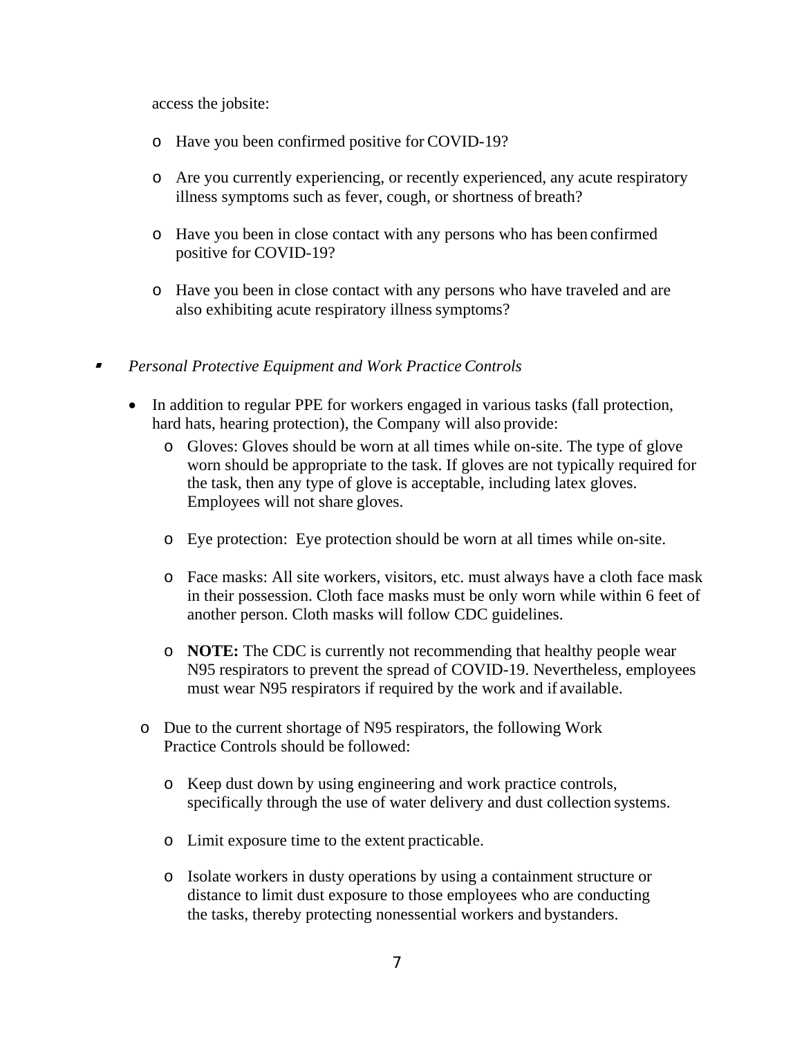access the jobsite:

- Have you been confirmed positive for COVID-19?
- Are you currently experiencing, or recently experienced, any acute respiratory illness symptoms such as fever, cough, or shortness of breath?
- Have you been in close contact with any persons who has been confirmed positive for COVID-19?
- Have you been in close contact with any persons who have traveled and are also exhibiting acute respiratory illness symptoms?

- *Personal Protective Equipment and Work Practice Controls*

  - In addition to regular PPE for workers engaged in various tasks (fall protection, hard hats, hearing protection), the Company will also provide:
    - Gloves: Gloves should be worn at all times while on-site. The type of glove worn should be appropriate to the task. If gloves are not typically required for the task, then any type of glove is acceptable, including latex gloves. Employees will not share gloves.
    - Eye protection: Eye protection should be worn at all times while on-site.
    - Face masks: All site workers, visitors, etc. must always have a cloth face mask in their possession. Cloth face masks must be only worn while within 6 feet of another person. Cloth masks will follow CDC guidelines.
    - **NOTE:** The CDC is currently not recommending that healthy people wear N95 respirators to prevent the spread of COVID-19. Nevertheless, employees must wear N95 respirators if required by the work and if available.
  - Due to the current shortage of N95 respirators, the following Work Practice Controls should be followed:
    - Keep dust down by using engineering and work practice controls, specifically through the use of water delivery and dust collection systems.
    - Limit exposure time to the extent practicable.
    - Isolate workers in dusty operations by using a containment structure or distance to limit dust exposure to those employees who are conducting the tasks, thereby protecting nonessential workers and bystanders.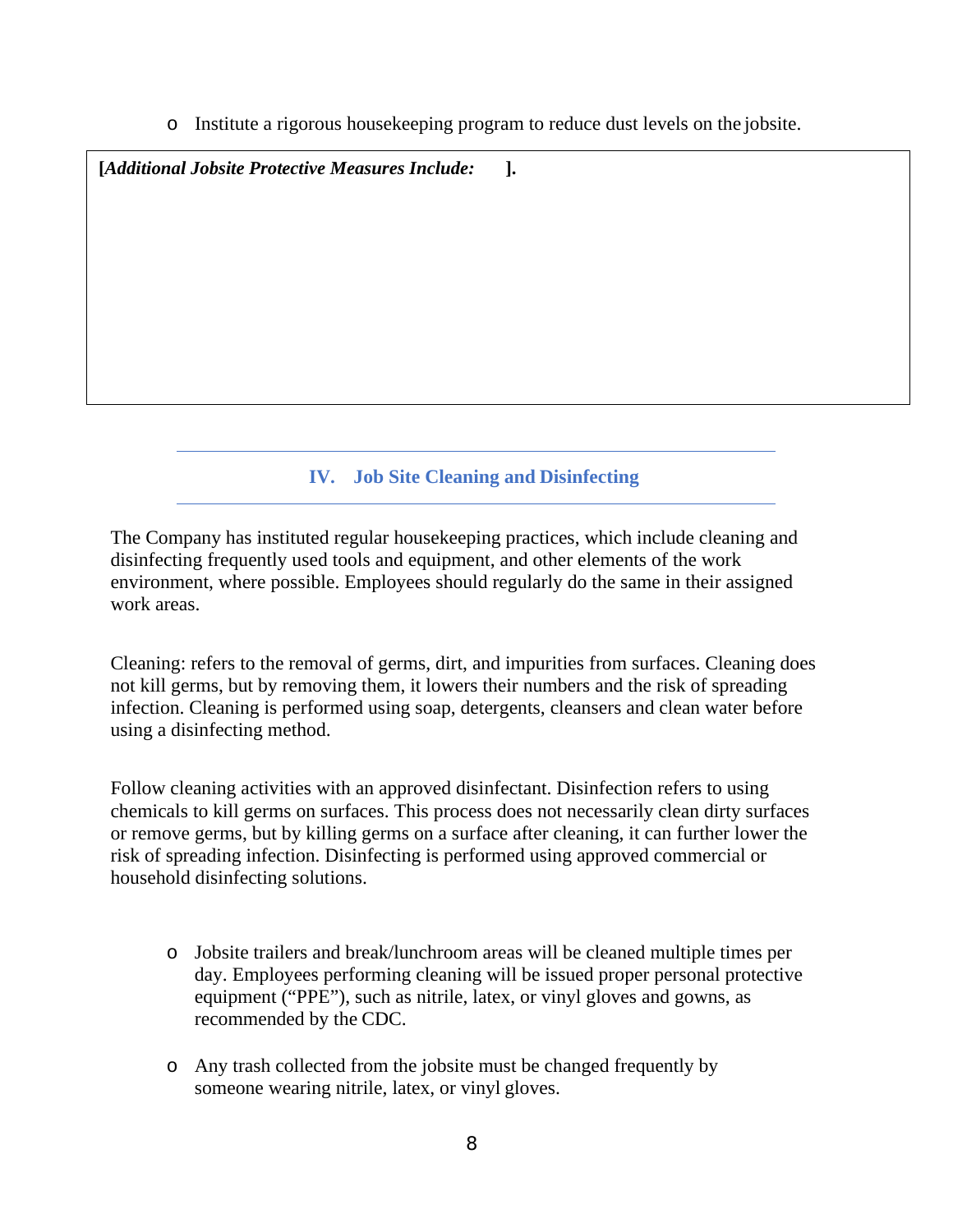- Institute a rigorous housekeeping program to reduce dust levels on the jobsite.

**[*Additional Jobsite Protective Measures Include:* ].**

## IV. Job Site Cleaning and Disinfecting

The Company has instituted regular housekeeping practices, which include cleaning and disinfecting frequently used tools and equipment, and other elements of the work environment, where possible. Employees should regularly do the same in their assigned work areas.

Cleaning: refers to the removal of germs, dirt, and impurities from surfaces. Cleaning does not kill germs, but by removing them, it lowers their numbers and the risk of spreading infection. Cleaning is performed using soap, detergents, cleansers and clean water before using a disinfecting method.

Follow cleaning activities with an approved disinfectant. Disinfection refers to using chemicals to kill germs on surfaces. This process does not necessarily clean dirty surfaces or remove germs, but by killing germs on a surface after cleaning, it can further lower the risk of spreading infection. Disinfecting is performed using approved commercial or household disinfecting solutions.

- Jobsite trailers and break/lunchroom areas will be cleaned multiple times per day. Employees performing cleaning will be issued proper personal protective equipment ("PPE"), such as nitrile, latex, or vinyl gloves and gowns, as recommended by the CDC.

- Any trash collected from the jobsite must be changed frequently by someone wearing nitrile, latex, or vinyl gloves.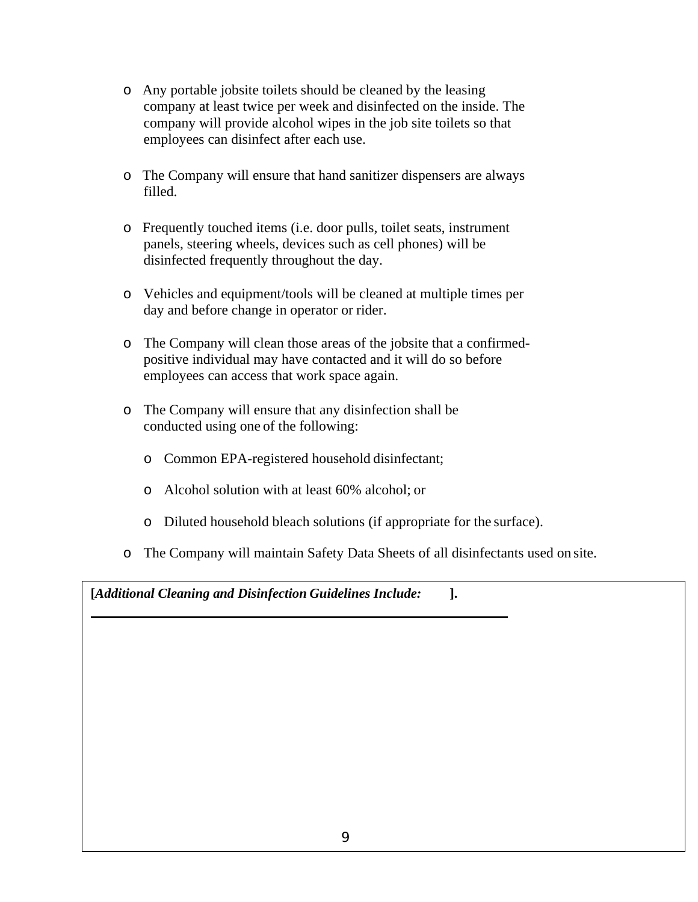- Any portable jobsite toilets should be cleaned by the leasing company at least twice per week and disinfected on the inside. The company will provide alcohol wipes in the job site toilets so that employees can disinfect after each use.

- The Company will ensure that hand sanitizer dispensers are always filled.

- Frequently touched items (i.e. door pulls, toilet seats, instrument panels, steering wheels, devices such as cell phones) will be disinfected frequently throughout the day.

- Vehicles and equipment/tools will be cleaned at multiple times per day and before change in operator or rider.

- The Company will clean those areas of the jobsite that a confirmed-positive individual may have contacted and it will do so before employees can access that work space again.

- The Company will ensure that any disinfection shall be conducted using one of the following:

  - Common EPA-registered household disinfectant;

  - Alcohol solution with at least 60% alcohol; or

  - Diluted household bleach solutions (if appropriate for the surface).

- The Company will maintain Safety Data Sheets of all disinfectants used on site.

**[*Additional Cleaning and Disinfection Guidelines Include:* ].**

______________________________________________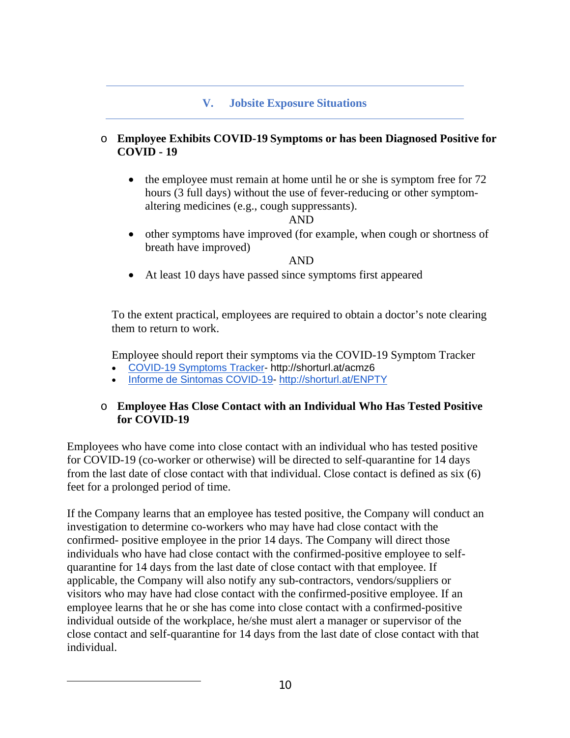## V. Jobsite Exposure Situations

- **Employee Exhibits COVID-19 Symptoms or has been Diagnosed Positive for COVID - 19**

  - the employee must remain at home until he or she is symptom free for 72 hours (3 full days) without the use of fever-reducing or other symptom-altering medicines (e.g., cough suppressants).

    AND

  - other symptoms have improved (for example, when cough or shortness of breath have improved)

    AND

  - At least 10 days have passed since symptoms first appeared

  To the extent practical, employees are required to obtain a doctor's note clearing them to return to work.

  Employee should report their symptoms via the COVID-19 Symptom Tracker

  - COVID-19 Symptoms Tracker- http://shorturl.at/acmz6
  - Informe de Sintomas COVID-19- http://shorturl.at/ENPTY

- **Employee Has Close Contact with an Individual Who Has Tested Positive for COVID-19**

Employees who have come into close contact with an individual who has tested positive for COVID-19 (co-worker or otherwise) will be directed to self-quarantine for 14 days from the last date of close contact with that individual. Close contact is defined as six (6) feet for a prolonged period of time.

If the Company learns that an employee has tested positive, the Company will conduct an investigation to determine co-workers who may have had close contact with the confirmed- positive employee in the prior 14 days. The Company will direct those individuals who have had close contact with the confirmed-positive employee to self-quarantine for 14 days from the last date of close contact with that employee. If applicable, the Company will also notify any sub-contractors, vendors/suppliers or visitors who may have had close contact with the confirmed-positive employee. If an employee learns that he or she has come into close contact with a confirmed-positive individual outside of the workplace, he/she must alert a manager or supervisor of the close contact and self-quarantine for 14 days from the last date of close contact with that individual.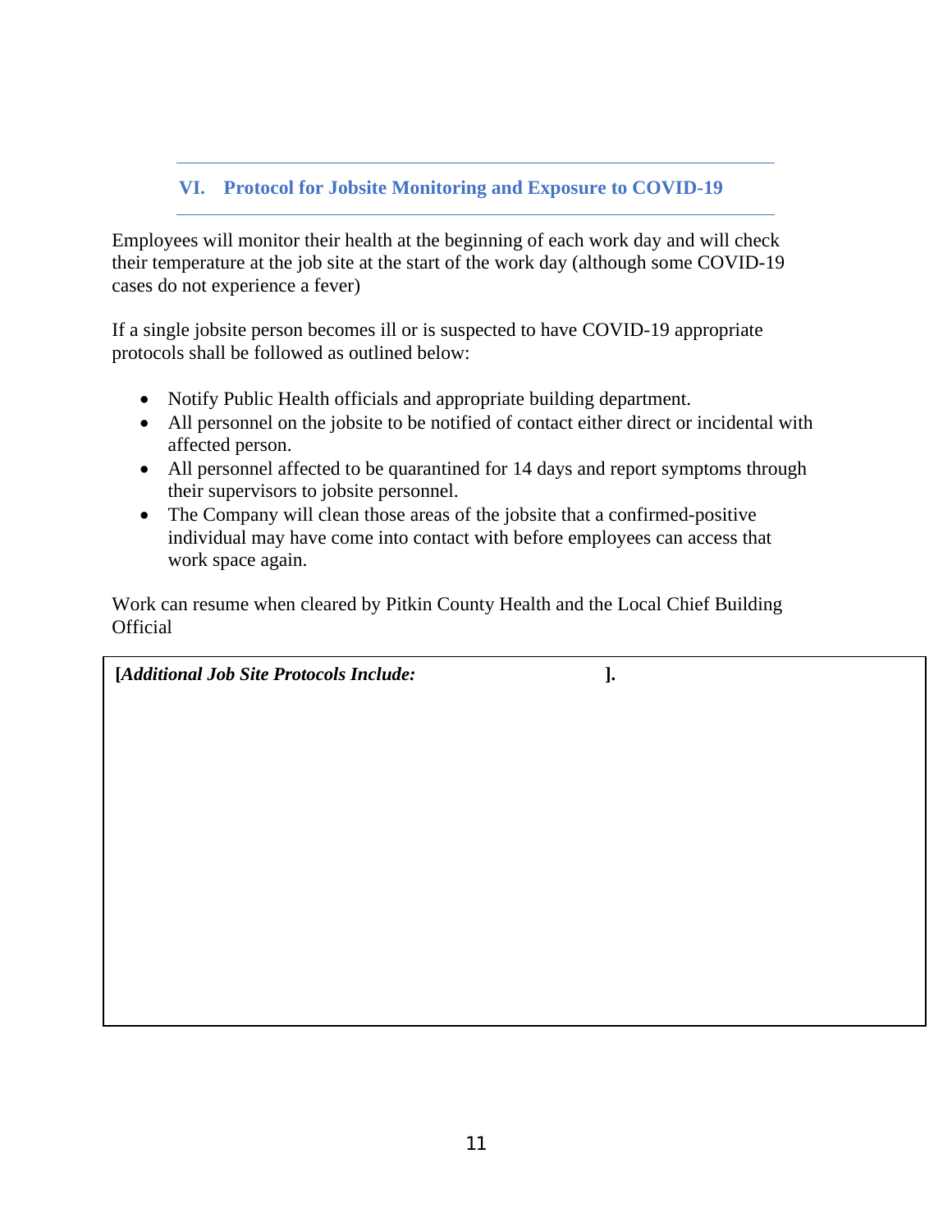## VI. Protocol for Jobsite Monitoring and Exposure to COVID-19

Employees will monitor their health at the beginning of each work day and will check their temperature at the job site at the start of the work day (although some COVID-19 cases do not experience a fever)

If a single jobsite person becomes ill or is suspected to have COVID-19 appropriate protocols shall be followed as outlined below:

- Notify Public Health officials and appropriate building department.
- All personnel on the jobsite to be notified of contact either direct or incidental with affected person.
- All personnel affected to be quarantined for 14 days and report symptoms through their supervisors to jobsite personnel.
- The Company will clean those areas of the jobsite that a confirmed-positive individual may have come into contact with before employees can access that work space again.

Work can resume when cleared by Pitkin County Health and the Local Chief Building Official

**[*Additional Job Site Protocols Include:* ].**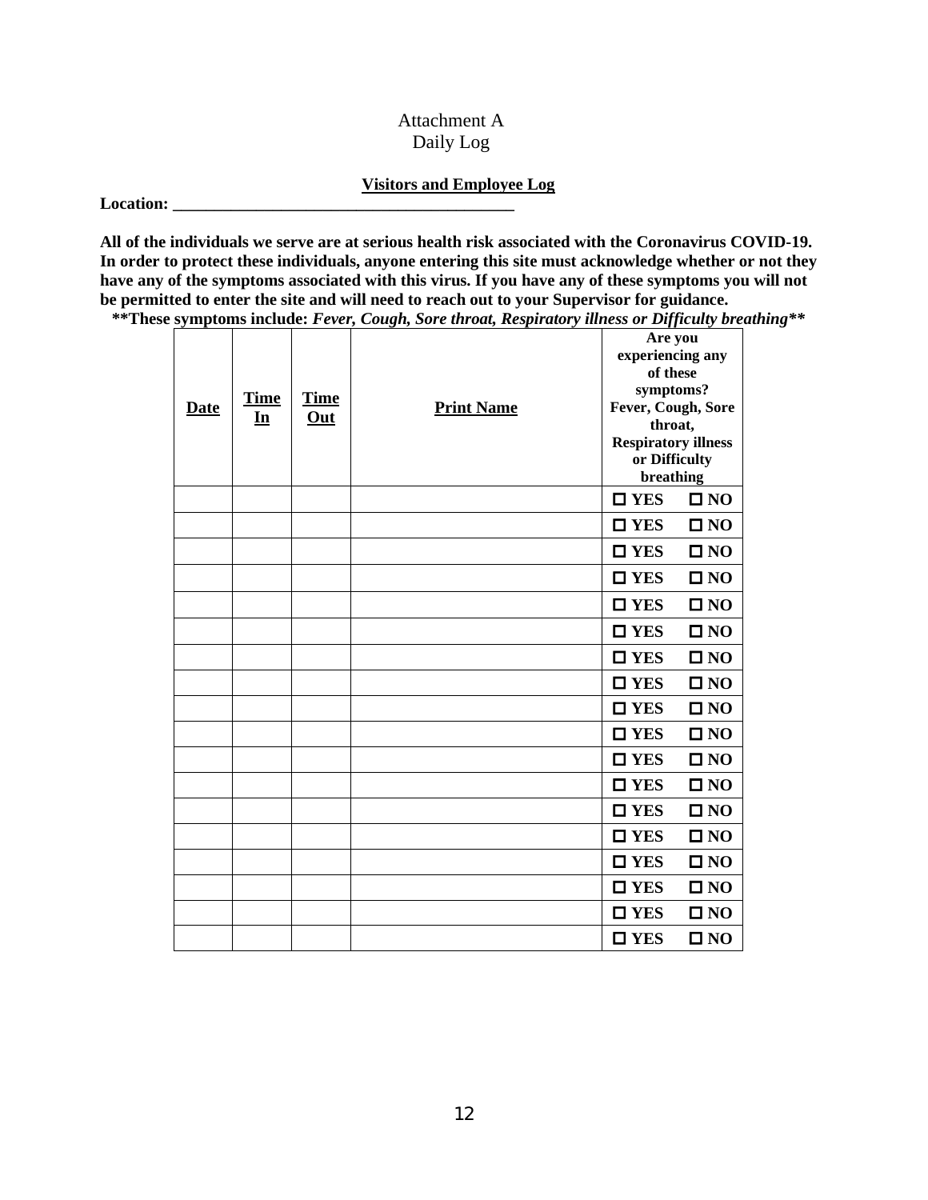Attachment A

Daily Log

**Visitors and Employee Log**

**Location: ________________________________________**

**All of the individuals we serve are at serious health risk associated with the Coronavirus COVID-19. In order to protect these individuals, anyone entering this site must acknowledge whether or not they have any of the symptoms associated with this virus. If you have any of these symptoms you will not be permitted to enter the site and will need to reach out to your Supervisor for guidance.**

**\*\*These symptoms include:** ***Fever, Cough, Sore throat, Respiratory illness or Difficulty breathing*****\*\***

| **Date** | **Time In** | **Time Out** | **Print Name** | **Are you experiencing any of these symptoms? Fever, Cough, Sore throat, Respiratory illness or Difficulty breathing** |
|---|---|---|---|---|
| | | | | ☐ YES ☐ NO |
| | | | | ☐ YES ☐ NO |
| | | | | ☐ YES ☐ NO |
| | | | | ☐ YES ☐ NO |
| | | | | ☐ YES ☐ NO |
| | | | | ☐ YES ☐ NO |
| | | | | ☐ YES ☐ NO |
| | | | | ☐ YES ☐ NO |
| | | | | ☐ YES ☐ NO |
| | | | | ☐ YES ☐ NO |
| | | | | ☐ YES ☐ NO |
| | | | | ☐ YES ☐ NO |
| | | | | ☐ YES ☐ NO |
| | | | | ☐ YES ☐ NO |
| | | | | ☐ YES ☐ NO |
| | | | | ☐ YES ☐ NO |
| | | | | ☐ YES ☐ NO |
| | | | | ☐ YES ☐ NO |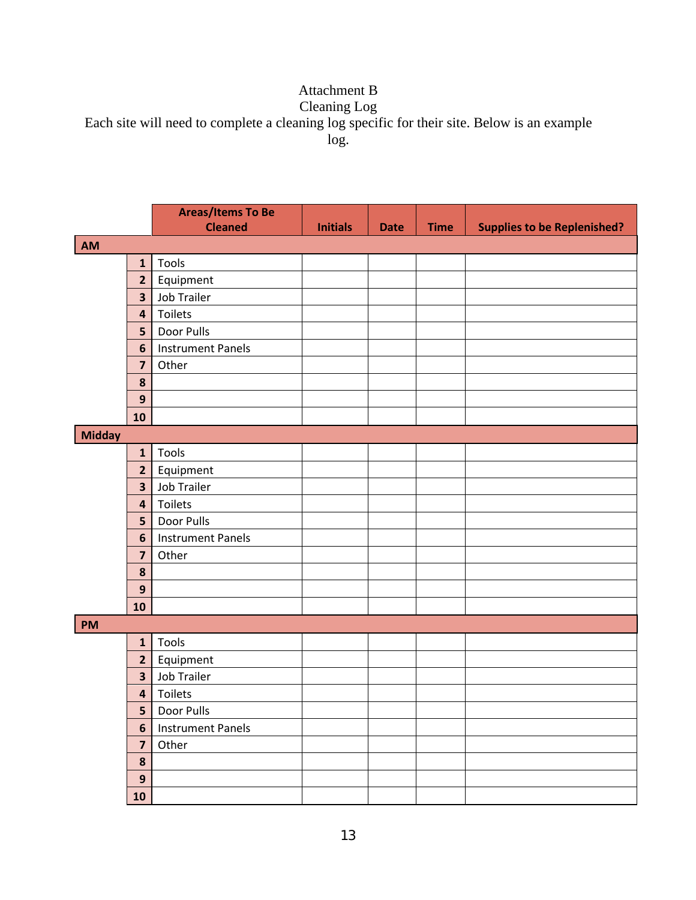Attachment B

Cleaning Log

Each site will need to complete a cleaning log specific for their site. Below is an example log.

| | | Areas/Items To Be Cleaned | Initials | Date | Time | Supplies to be Replenished? |
|---|---|---|---|---|---|---|
| **AM** | | | | | | |
| | **1** | Tools | | | | |
| | **2** | Equipment | | | | |
| | **3** | Job Trailer | | | | |
| | **4** | Toilets | | | | |
| | **5** | Door Pulls | | | | |
| | **6** | Instrument Panels | | | | |
| | **7** | Other | | | | |
| | **8** | | | | | |
| | **9** | | | | | |
| | **10** | | | | | |
| **Midday** | | | | | | |
| | **1** | Tools | | | | |
| | **2** | Equipment | | | | |
| | **3** | Job Trailer | | | | |
| | **4** | Toilets | | | | |
| | **5** | Door Pulls | | | | |
| | **6** | Instrument Panels | | | | |
| | **7** | Other | | | | |
| | **8** | | | | | |
| | **9** | | | | | |
| | **10** | | | | | |
| **PM** | | | | | | |
| | **1** | Tools | | | | |
| | **2** | Equipment | | | | |
| | **3** | Job Trailer | | | | |
| | **4** | Toilets | | | | |
| | **5** | Door Pulls | | | | |
| | **6** | Instrument Panels | | | | |
| | **7** | Other | | | | |
| | **8** | | | | | |
| | **9** | | | | | |
| | **10** | | | | | |